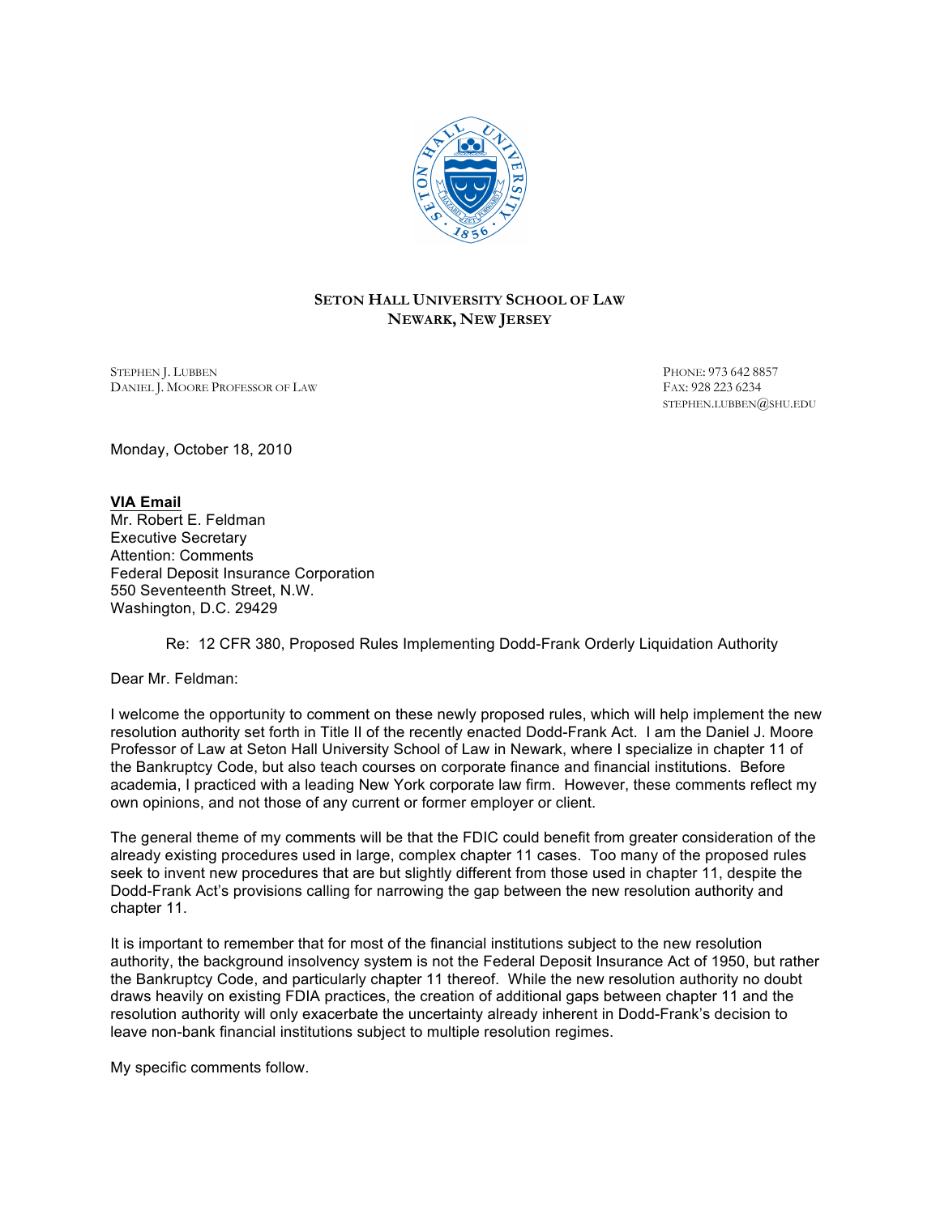**SETON HALL UNIVERSITY SCHOOL OF LAW**
**NEWARK, NEW JERSEY**

STEPHEN J. LUBBEN
DANIEL J. MOORE PROFESSOR OF LAW

PHONE: 973 642 8857
FAX: 928 223 6234
STEPHEN.LUBBEN@SHU.EDU

Monday, October 18, 2010

**VIA Email**
Mr. Robert E. Feldman
Executive Secretary
Attention: Comments
Federal Deposit Insurance Corporation
550 Seventeenth Street, N.W.
Washington, D.C. 29429

Re: 12 CFR 380, Proposed Rules Implementing Dodd-Frank Orderly Liquidation Authority

Dear Mr. Feldman:

I welcome the opportunity to comment on these newly proposed rules, which will help implement the new resolution authority set forth in Title II of the recently enacted Dodd-Frank Act. I am the Daniel J. Moore Professor of Law at Seton Hall University School of Law in Newark, where I specialize in chapter 11 of the Bankruptcy Code, but also teach courses on corporate finance and financial institutions. Before academia, I practiced with a leading New York corporate law firm. However, these comments reflect my own opinions, and not those of any current or former employer or client.

The general theme of my comments will be that the FDIC could benefit from greater consideration of the already existing procedures used in large, complex chapter 11 cases. Too many of the proposed rules seek to invent new procedures that are but slightly different from those used in chapter 11, despite the Dodd-Frank Act's provisions calling for narrowing the gap between the new resolution authority and chapter 11.

It is important to remember that for most of the financial institutions subject to the new resolution authority, the background insolvency system is not the Federal Deposit Insurance Act of 1950, but rather the Bankruptcy Code, and particularly chapter 11 thereof. While the new resolution authority no doubt draws heavily on existing FDIA practices, the creation of additional gaps between chapter 11 and the resolution authority will only exacerbate the uncertainty already inherent in Dodd-Frank's decision to leave non-bank financial institutions subject to multiple resolution regimes.

My specific comments follow.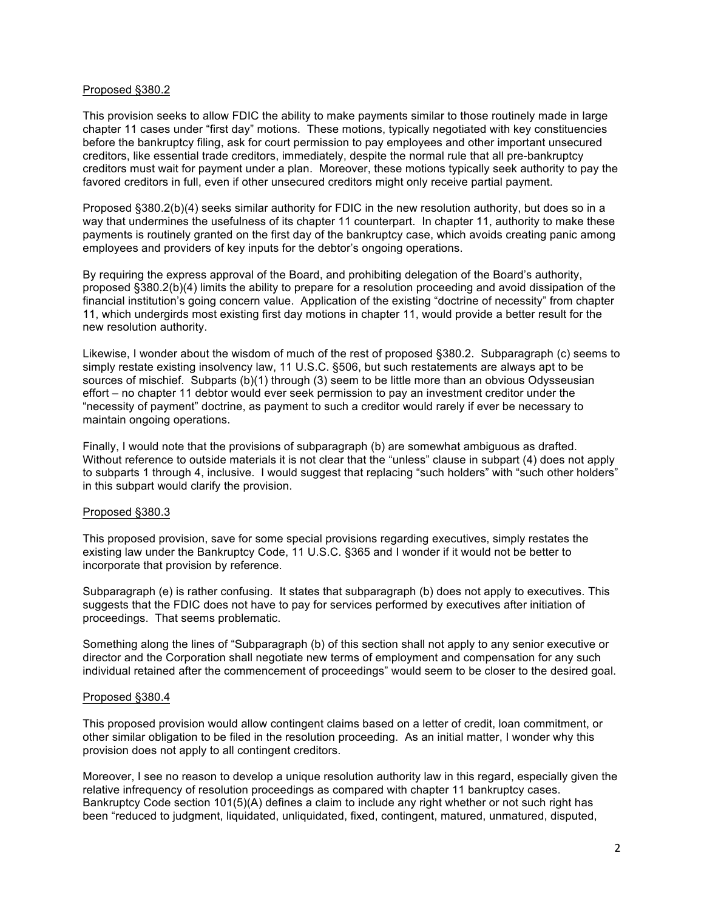Proposed §380.2

This provision seeks to allow FDIC the ability to make payments similar to those routinely made in large chapter 11 cases under "first day" motions. These motions, typically negotiated with key constituencies before the bankruptcy filing, ask for court permission to pay employees and other important unsecured creditors, like essential trade creditors, immediately, despite the normal rule that all pre-bankruptcy creditors must wait for payment under a plan. Moreover, these motions typically seek authority to pay the favored creditors in full, even if other unsecured creditors might only receive partial payment.

Proposed §380.2(b)(4) seeks similar authority for FDIC in the new resolution authority, but does so in a way that undermines the usefulness of its chapter 11 counterpart. In chapter 11, authority to make these payments is routinely granted on the first day of the bankruptcy case, which avoids creating panic among employees and providers of key inputs for the debtor's ongoing operations.

By requiring the express approval of the Board, and prohibiting delegation of the Board's authority, proposed §380.2(b)(4) limits the ability to prepare for a resolution proceeding and avoid dissipation of the financial institution's going concern value. Application of the existing "doctrine of necessity" from chapter 11, which undergirds most existing first day motions in chapter 11, would provide a better result for the new resolution authority.

Likewise, I wonder about the wisdom of much of the rest of proposed §380.2. Subparagraph (c) seems to simply restate existing insolvency law, 11 U.S.C. §506, but such restatements are always apt to be sources of mischief. Subparts (b)(1) through (3) seem to be little more than an obvious Odysseusian effort – no chapter 11 debtor would ever seek permission to pay an investment creditor under the "necessity of payment" doctrine, as payment to such a creditor would rarely if ever be necessary to maintain ongoing operations.

Finally, I would note that the provisions of subparagraph (b) are somewhat ambiguous as drafted. Without reference to outside materials it is not clear that the "unless" clause in subpart (4) does not apply to subparts 1 through 4, inclusive. I would suggest that replacing "such holders" with "such other holders" in this subpart would clarify the provision.

Proposed §380.3

This proposed provision, save for some special provisions regarding executives, simply restates the existing law under the Bankruptcy Code, 11 U.S.C. §365 and I wonder if it would not be better to incorporate that provision by reference.

Subparagraph (e) is rather confusing. It states that subparagraph (b) does not apply to executives. This suggests that the FDIC does not have to pay for services performed by executives after initiation of proceedings. That seems problematic.

Something along the lines of "Subparagraph (b) of this section shall not apply to any senior executive or director and the Corporation shall negotiate new terms of employment and compensation for any such individual retained after the commencement of proceedings" would seem to be closer to the desired goal.

Proposed §380.4

This proposed provision would allow contingent claims based on a letter of credit, loan commitment, or other similar obligation to be filed in the resolution proceeding. As an initial matter, I wonder why this provision does not apply to all contingent creditors.

Moreover, I see no reason to develop a unique resolution authority law in this regard, especially given the relative infrequency of resolution proceedings as compared with chapter 11 bankruptcy cases. Bankruptcy Code section 101(5)(A) defines a claim to include any right whether or not such right has been "reduced to judgment, liquidated, unliquidated, fixed, contingent, matured, unmatured, disputed,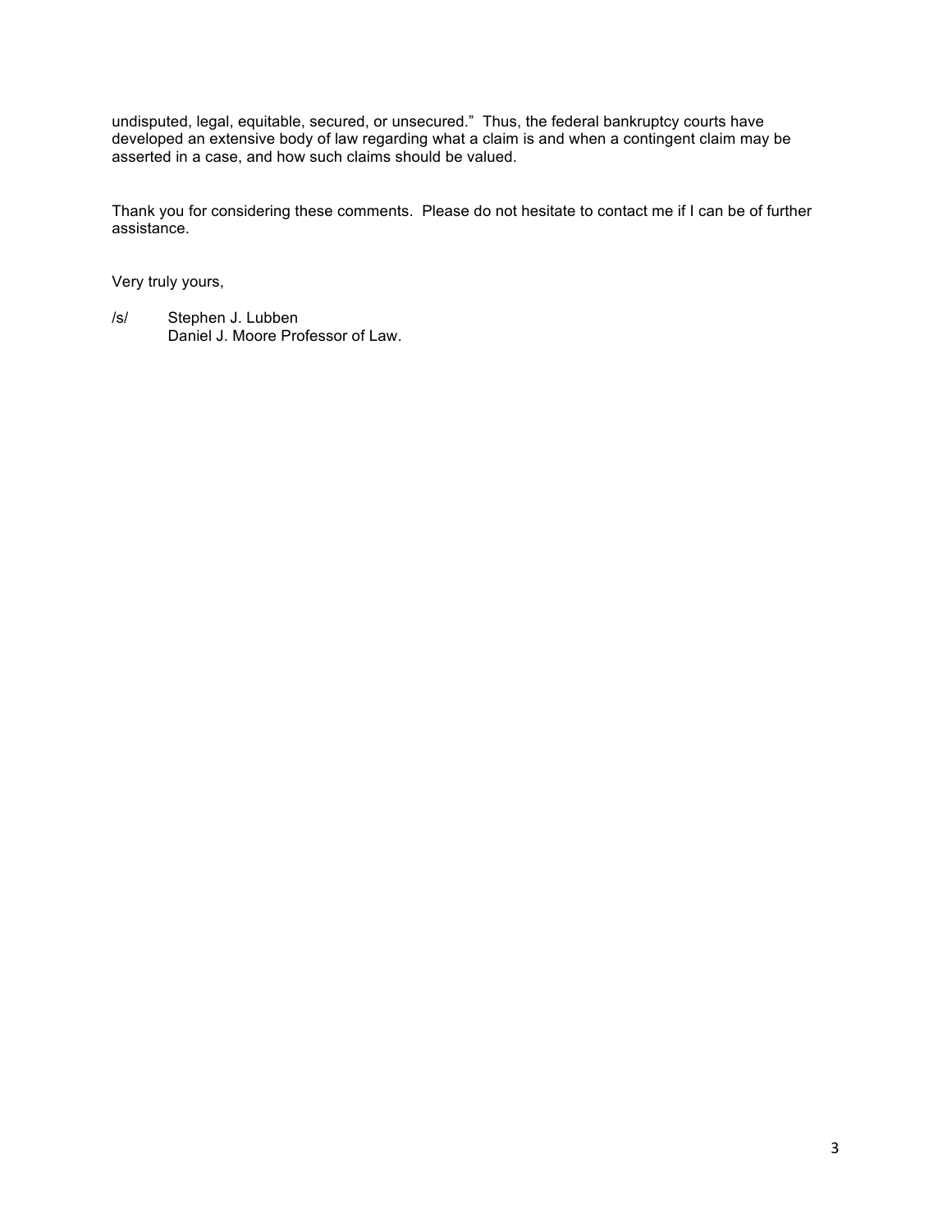undisputed, legal, equitable, secured, or unsecured." Thus, the federal bankruptcy courts have developed an extensive body of law regarding what a claim is and when a contingent claim may be asserted in a case, and how such claims should be valued.

Thank you for considering these comments. Please do not hesitate to contact me if I can be of further assistance.

Very truly yours,

/s/ Stephen J. Lubben
Daniel J. Moore Professor of Law.